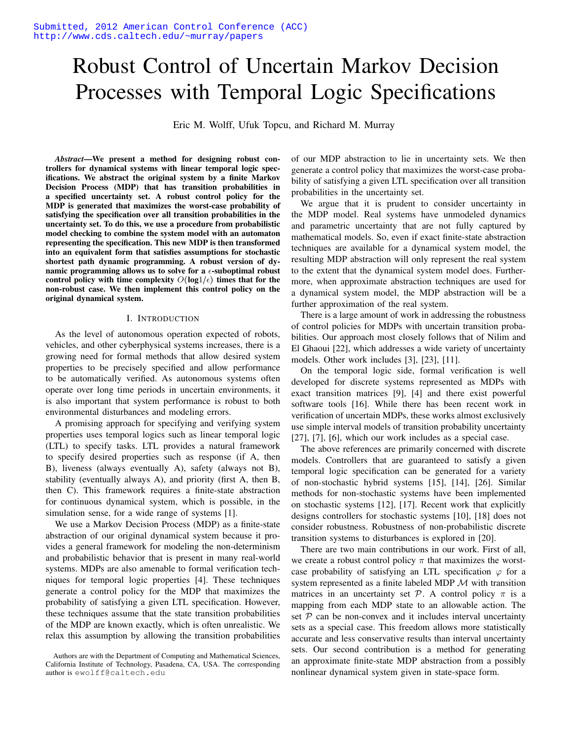Submitted, 2012 American Control Conference (ACC)
http://www.cds.caltech.edu/~murray/papers

# Robust Control of Uncertain Markov Decision Processes with Temporal Logic Specifications

Eric M. Wolff, Ufuk Topcu, and Richard M. Murray

***Abstract*—We present a method for designing robust controllers for dynamical systems with linear temporal logic specifications. We abstract the original system by a finite Markov Decision Process (MDP) that has transition probabilities in a specified uncertainty set. A robust control policy for the MDP is generated that maximizes the worst-case probability of satisfying the specification over all transition probabilities in the uncertainty set. To do this, we use a procedure from probabilistic model checking to combine the system model with an automaton representing the specification. This new MDP is then transformed into an equivalent form that satisfies assumptions for stochastic shortest path dynamic programming. A robust version of dynamic programming allows us to solve for a $\epsilon$-suboptimal robust control policy with time complexity $O(\log 1/\epsilon)$ times that for the non-robust case. We then implement this control policy on the original dynamical system.**

## I. Introduction

As the level of autonomous operation expected of robots, vehicles, and other cyberphysical systems increases, there is a growing need for formal methods that allow desired system properties to be precisely specified and allow performance to be automatically verified. As autonomous systems often operate over long time periods in uncertain environments, it is also important that system performance is robust to both environmental disturbances and modeling errors.

A promising approach for specifying and verifying system properties uses temporal logics such as linear temporal logic (LTL) to specify tasks. LTL provides a natural framework to specify desired properties such as response (if A, then B), liveness (always eventually A), safety (always not B), stability (eventually always A), and priority (first A, then B, then C). This framework requires a finite-state abstraction for continuous dynamical system, which is possible, in the simulation sense, for a wide range of systems [1].

We use a Markov Decision Process (MDP) as a finite-state abstraction of our original dynamical system because it provides a general framework for modeling the non-determinism and probabilistic behavior that is present in many real-world systems. MDPs are also amenable to formal verification techniques for temporal logic properties [4]. These techniques generate a control policy for the MDP that maximizes the probability of satisfying a given LTL specification. However, these techniques assume that the state transition probabilities of the MDP are known exactly, which is often unrealistic. We relax this assumption by allowing the transition probabilities of our MDP abstraction to lie in uncertainty sets. We then generate a control policy that maximizes the worst-case probability of satisfying a given LTL specification over all transition probabilities in the uncertainty set.

We argue that it is prudent to consider uncertainty in the MDP model. Real systems have unmodeled dynamics and parametric uncertainty that are not fully captured by mathematical models. So, even if exact finite-state abstraction techniques are available for a dynamical system model, the resulting MDP abstraction will only represent the real system to the extent that the dynamical system model does. Furthermore, when approximate abstraction techniques are used for a dynamical system model, the MDP abstraction will be a further approximation of the real system.

There is a large amount of work in addressing the robustness of control policies for MDPs with uncertain transition probabilities. Our approach most closely follows that of Nilim and El Ghaoui [22], which addresses a wide variety of uncertainty models. Other work includes [3], [23], [11].

On the temporal logic side, formal verification is well developed for discrete systems represented as MDPs with exact transition matrices [9], [4] and there exist powerful software tools [16]. While there has been recent work in verification of uncertain MDPs, these works almost exclusively use simple interval models of transition probability uncertainty [27], [7], [6], which our work includes as a special case.

The above references are primarily concerned with discrete models. Controllers that are guaranteed to satisfy a given temporal logic specification can be generated for a variety of non-stochastic hybrid systems [15], [14], [26]. Similar methods for non-stochastic systems have been implemented on stochastic systems [12], [17]. Recent work that explicitly designs controllers for stochastic systems [10], [18] does not consider robustness. Robustness of non-probabilistic discrete transition systems to disturbances is explored in [20].

There are two main contributions in our work. First of all, we create a robust control policy $\pi$ that maximizes the worst-case probability of satisfying an LTL specification $\varphi$ for a system represented as a finite labeled MDP $\mathcal{M}$ with transition matrices in an uncertainty set $\mathcal{P}$. A control policy $\pi$ is a mapping from each MDP state to an allowable action. The set $\mathcal{P}$ can be non-convex and it includes interval uncertainty sets as a special case. This freedom allows more statistically accurate and less conservative results than interval uncertainty sets. Our second contribution is a method for generating an approximate finite-state MDP abstraction from a possibly nonlinear dynamical system given in state-space form.

Authors are with the Department of Computing and Mathematical Sciences, California Institute of Technology, Pasadena, CA, USA. The corresponding author is ewolff@caltech.edu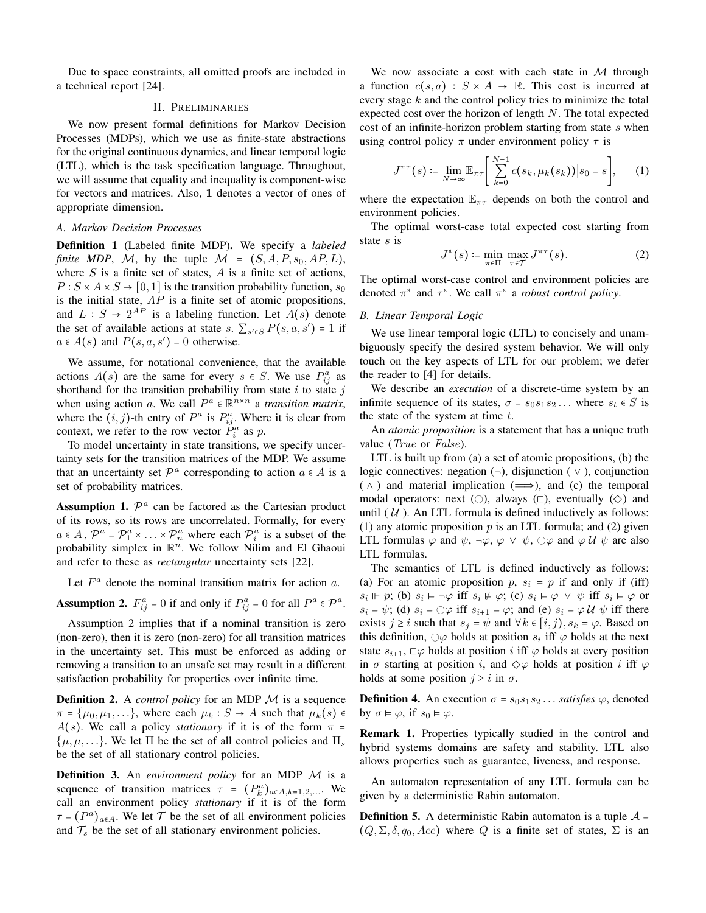Due to space constraints, all omitted proofs are included in a technical report [24].

## II. Preliminaries

We now present formal definitions for Markov Decision Processes (MDPs), which we use as finite-state abstractions for the original continuous dynamics, and linear temporal logic (LTL), which is the task specification language. Throughout, we will assume that equality and inequality are component-wise for vectors and matrices. Also, $\mathbf{1}$ denotes a vector of ones of appropriate dimension.

### A. Markov Decision Processes

**Definition 1** (Labeled finite MDP). We specify a *labeled finite MDP*, $\mathcal{M}$, by the tuple $\mathcal{M} = (S, A, P, s_0, AP, L)$, where $S$ is a finite set of states, $A$ is a finite set of actions, $P : S \times A \times S \to [0,1]$ is the transition probability function, $s_0$ is the initial state, $AP$ is a finite set of atomic propositions, and $L : S \to 2^{AP}$ is a labeling function. Let $A(s)$ denote the set of available actions at state $s$. $\sum_{s' \in S} P(s, a, s') = 1$ if $a \in A(s)$ and $P(s, a, s') = 0$ otherwise.

We assume, for notational convenience, that the available actions $A(s)$ are the same for every $s \in S$. We use $P^a_{ij}$ as shorthand for the transition probability from state $i$ to state $j$ when using action $a$. We call $P^a \in \mathbb{R}^{n \times n}$ a *transition matrix*, where the $(i,j)$-th entry of $P^a$ is $P^a_{ij}$. Where it is clear from context, we refer to the row vector $P^a_i$ as $p$.

To model uncertainty in state transitions, we specify uncertainty sets for the transition matrices of the MDP. We assume that an uncertainty set $\mathcal{P}^a$ corresponding to action $a \in A$ is a set of probability matrices.

**Assumption 1.** $\mathcal{P}^a$ can be factored as the Cartesian product of its rows, so its rows are uncorrelated. Formally, for every $a \in A$, $\mathcal{P}^a = \mathcal{P}^a_1 \times \ldots \times \mathcal{P}^a_n$ where each $\mathcal{P}^a_i$ is a subset of the probability simplex in $\mathbb{R}^n$. We follow Nilim and El Ghaoui and refer to these as *rectangular* uncertainty sets [22].

Let $F^a$ denote the nominal transition matrix for action $a$.

**Assumption 2.** $F^a_{ij} = 0$ if and only if $P^a_{ij} = 0$ for all $P^a \in \mathcal{P}^a$.

Assumption 2 implies that if a nominal transition is zero (non-zero), then it is zero (non-zero) for all transition matrices in the uncertainty set. This must be enforced as adding or removing a transition to an unsafe set may result in a different satisfaction probability for properties over infinite time.

**Definition 2.** A *control policy* for an MDP $\mathcal{M}$ is a sequence $\pi = \{\mu_0, \mu_1, \ldots\}$, where each $\mu_k : S \to A$ such that $\mu_k(s) \in A(s)$. We call a policy *stationary* if it is of the form $\pi = \{\mu, \mu, \ldots\}$. We let $\Pi$ be the set of all control policies and $\Pi_s$ be the set of all stationary control policies.

**Definition 3.** An *environment policy* for an MDP $\mathcal{M}$ is a sequence of transition matrices $\tau = (P^a_k)_{a \in A, k=1,2,\ldots}$. We call an environment policy *stationary* if it is of the form $\tau = (P^a)_{a \in A}$. We let $\mathcal{T}$ be the set of all environment policies and $\mathcal{T}_s$ be the set of all stationary environment policies.

We now associate a cost with each state in $\mathcal{M}$ through a function $c(s,a) : S \times A \to \mathbb{R}$. This cost is incurred at every stage $k$ and the control policy tries to minimize the total expected cost over the horizon of length $N$. The total expected cost of an infinite-horizon problem starting from state $s$ when using control policy $\pi$ under environment policy $\tau$ is

$$J^{\pi\tau}(s) := \lim_{N \to \infty} \mathbb{E}_{\pi\tau}\left[\sum_{k=0}^{N-1} c(s_k, \mu_k(s_k)) \Big| s_0 = s\right], \qquad (1)$$

where the expectation $\mathbb{E}_{\pi\tau}$ depends on both the control and environment policies.

The optimal worst-case total expected cost starting from state $s$ is

$$J^*(s) := \min_{\pi \in \Pi} \max_{\tau \in \mathcal{T}} J^{\pi\tau}(s). \qquad (2)$$

The optimal worst-case control and environment policies are denoted $\pi^*$ and $\tau^*$. We call $\pi^*$ a *robust control policy*.

### B. Linear Temporal Logic

We use linear temporal logic (LTL) to concisely and unambiguously specify the desired system behavior. We will only touch on the key aspects of LTL for our problem; we defer the reader to [4] for details.

We describe an *execution* of a discrete-time system by an infinite sequence of its states, $\sigma = s_0 s_1 s_2 \ldots$ where $s_t \in S$ is the state of the system at time $t$.

An *atomic proposition* is a statement that has a unique truth value (*True* or *False*).

LTL is built up from (a) a set of atomic propositions, (b) the logic connectives: negation ($\neg$), disjunction ($\vee$), conjunction ($\wedge$) and material implication ($\Longrightarrow$), and (c) the temporal modal operators: next ($\bigcirc$), always ($\square$), eventually ($\diamond$) and until ($\mathcal{U}$). An LTL formula is defined inductively as follows: (1) any atomic proposition $p$ is an LTL formula; and (2) given LTL formulas $\varphi$ and $\psi$, $\neg\varphi$, $\varphi \vee \psi$, $\bigcirc\varphi$ and $\varphi \, \mathcal{U} \, \psi$ are also LTL formulas.

The semantics of LTL is defined inductively as follows: (a) For an atomic proposition $p$, $s_i \vDash p$ if and only if (iff) $s_i \Vdash p$; (b) $s_i \vDash \neg\varphi$ iff $s_i \nvDash \varphi$; (c) $s_i \vDash \varphi \vee \psi$ iff $s_i \vDash \varphi$ or $s_i \vDash \psi$; (d) $s_i \vDash \bigcirc\varphi$ iff $s_{i+1} \vDash \varphi$; and (e) $s_i \vDash \varphi \, \mathcal{U} \, \psi$ iff there exists $j \geq i$ such that $s_j \vDash \psi$ and $\forall k \in [i, j), s_k \vDash \varphi$. Based on this definition, $\bigcirc\varphi$ holds at position $s_i$ iff $\varphi$ holds at the next state $s_{i+1}$, $\square\varphi$ holds at position $i$ iff $\varphi$ holds at every position in $\sigma$ starting at position $i$, and $\diamond\varphi$ holds at position $i$ iff $\varphi$ holds at some position $j \geq i$ in $\sigma$.

**Definition 4.** An execution $\sigma = s_0 s_1 s_2 \ldots$ *satisfies* $\varphi$, denoted by $\sigma \vDash \varphi$, if $s_0 \vDash \varphi$.

**Remark 1.** Properties typically studied in the control and hybrid systems domains are safety and stability. LTL also allows properties such as guarantee, liveness, and response.

An automaton representation of any LTL formula can be given by a deterministic Rabin automaton.

**Definition 5.** A deterministic Rabin automaton is a tuple $\mathcal{A} = (Q, \Sigma, \delta, q_0, Acc)$ where $Q$ is a finite set of states, $\Sigma$ is an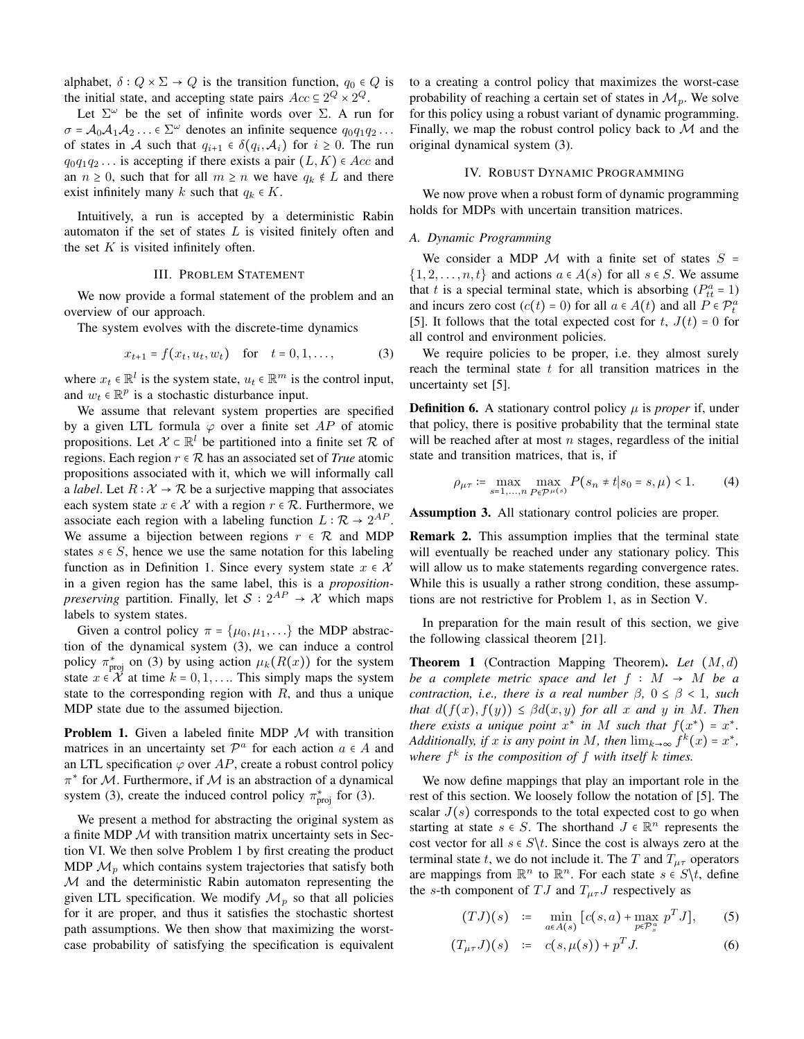alphabet, $\delta : Q \times \Sigma \to Q$ is the transition function, $q_0 \in Q$ is the initial state, and accepting state pairs $Acc \subseteq 2^Q \times 2^Q$.

Let $\Sigma^\omega$ be the set of infinite words over $\Sigma$. A run for $\sigma = \mathcal{A}_0\mathcal{A}_1\mathcal{A}_2\ldots \in \Sigma^\omega$ denotes an infinite sequence $q_0q_1q_2\ldots$ of states in $\mathcal{A}$ such that $q_{i+1} \in \delta(q_i, \mathcal{A}_i)$ for $i \geq 0$. The run $q_0q_1q_2\ldots$ is accepting if there exists a pair $(L, K) \in Acc$ and an $n \geq 0$, such that for all $m \geq n$ we have $q_k \notin L$ and there exist infinitely many $k$ such that $q_k \in K$.

Intuitively, a run is accepted by a deterministic Rabin automaton if the set of states $L$ is visited finitely often and the set $K$ is visited infinitely often.

## III. Problem Statement

We now provide a formal statement of the problem and an overview of our approach.

The system evolves with the discrete-time dynamics

$$x_{t+1} = f(x_t, u_t, w_t) \quad \text{for} \quad t = 0, 1, \ldots, \tag{3}$$

where $x_t \in \mathbb{R}^l$ is the system state, $u_t \in \mathbb{R}^m$ is the control input, and $w_t \in \mathbb{R}^p$ is a stochastic disturbance input.

We assume that relevant system properties are specified by a given LTL formula $\varphi$ over a finite set $AP$ of atomic propositions. Let $\mathcal{X} \subset \mathbb{R}^l$ be partitioned into a finite set $\mathcal{R}$ of regions. Each region $r \in \mathcal{R}$ has an associated set of *True* atomic propositions associated with it, which we will informally call a *label*. Let $R : \mathcal{X} \to \mathcal{R}$ be a surjective mapping that associates each system state $x \in \mathcal{X}$ with a region $r \in \mathcal{R}$. Furthermore, we associate each region with a labeling function $L : \mathcal{R} \to 2^{AP}$. We assume a bijection between regions $r \in \mathcal{R}$ and MDP states $s \in S$, hence we use the same notation for this labeling function as in Definition 1. Since every system state $x \in \mathcal{X}$ in a given region has the same label, this is a *proposition-preserving* partition. Finally, let $\mathcal{S} : 2^{AP} \to \mathcal{X}$ which maps labels to system states.

Given a control policy $\pi = \{\mu_0, \mu_1, \ldots\}$ the MDP abstraction of the dynamical system (3), we can induce a control policy $\pi^*_{\text{proj}}$ on (3) by using action $\mu_k(R(x))$ for the system state $x \in \mathcal{X}$ at time $k = 0, 1, \ldots$. This simply maps the system state to the corresponding region with $R$, and thus a unique MDP state due to the assumed bijection.

**Problem 1.** Given a labeled finite MDP $\mathcal{M}$ with transition matrices in an uncertainty set $\mathcal{P}^a$ for each action $a \in A$ and an LTL specification $\varphi$ over $AP$, create a robust control policy $\pi^*$ for $\mathcal{M}$. Furthermore, if $\mathcal{M}$ is an abstraction of a dynamical system (3), create the induced control policy $\pi^*_{\text{proj}}$ for (3).

We present a method for abstracting the original system as a finite MDP $\mathcal{M}$ with transition matrix uncertainty sets in Section VI. We then solve Problem 1 by first creating the product MDP $\mathcal{M}_p$ which contains system trajectories that satisfy both $\mathcal{M}$ and the deterministic Rabin automaton representing the given LTL specification. We modify $\mathcal{M}_p$ so that all policies for it are proper, and thus it satisfies the stochastic shortest path assumptions. We then show that maximizing the worst-case probability of satisfying the specification is equivalent to a creating a control policy that maximizes the worst-case probability of reaching a certain set of states in $\mathcal{M}_p$. We solve for this policy using a robust variant of dynamic programming. Finally, we map the robust control policy back to $\mathcal{M}$ and the original dynamical system (3).

## IV. Robust Dynamic Programming

We now prove when a robust form of dynamic programming holds for MDPs with uncertain transition matrices.

### A. Dynamic Programming

We consider a MDP $\mathcal{M}$ with a finite set of states $S = \{1, 2, \ldots, n, t\}$ and actions $a \in A(s)$ for all $s \in S$. We assume that $t$ is a special terminal state, which is absorbing ($P^a_{tt} = 1$) and incurs zero cost ($c(t) = 0$) for all $a \in A(t)$ and all $P \in \mathcal{P}^a_t$ [5]. It follows that the total expected cost for $t$, $J(t) = 0$ for all control and environment policies.

We require policies to be proper, i.e. they almost surely reach the terminal state $t$ for all transition matrices in the uncertainty set [5].

**Definition 6.** A stationary control policy $\mu$ is *proper* if, under that policy, there is positive probability that the terminal state will be reached after at most $n$ stages, regardless of the initial state and transition matrices, that is, if

$$\rho_{\mu\tau} := \max_{s=1,\ldots,n} \max_{P \in \mathcal{P}^{\mu(s)}} P(s_n \neq t | s_0 = s, \mu) < 1. \tag{4}$$

**Assumption 3.** All stationary control policies are proper.

**Remark 2.** This assumption implies that the terminal state will eventually be reached under any stationary policy. This will allow us to make statements regarding convergence rates. While this is usually a rather strong condition, these assumptions are not restrictive for Problem 1, as in Section V.

In preparation for the main result of this section, we give the following classical theorem [21].

**Theorem 1** (Contraction Mapping Theorem). *Let $(M, d)$ be a complete metric space and let $f : M \to M$ be a contraction, i.e., there is a real number $\beta$, $0 \leq \beta < 1$, such that $d(f(x), f(y)) \leq \beta d(x, y)$ for all $x$ and $y$ in $M$. Then there exists a unique point $x^*$ in $M$ such that $f(x^*) = x^*$. Additionally, if $x$ is any point in $M$, then $\lim_{k\to\infty} f^k(x) = x^*$, where $f^k$ is the composition of $f$ with itself $k$ times.*

We now define mappings that play an important role in the rest of this section. We loosely follow the notation of [5]. The scalar $J(s)$ corresponds to the total expected cost to go when starting at state $s \in S$. The shorthand $J \in \mathbb{R}^n$ represents the cost vector for all $s \in S \backslash t$. Since the cost is always zero at the terminal state $t$, we do not include it. The $T$ and $T_{\mu\tau}$ operators are mappings from $\mathbb{R}^n$ to $\mathbb{R}^n$. For each state $s \in S \backslash t$, define the $s$-th component of $TJ$ and $T_{\mu\tau}J$ respectively as

$$(TJ)(s) \quad := \quad \min_{a \in A(s)} \left[c(s, a) + \max_{p \in \mathcal{P}^a_s} p^T J\right], \tag{5}$$

$$(T_{\mu\tau}J)(s) \quad := \quad c(s, \mu(s)) + p^T J. \tag{6}$$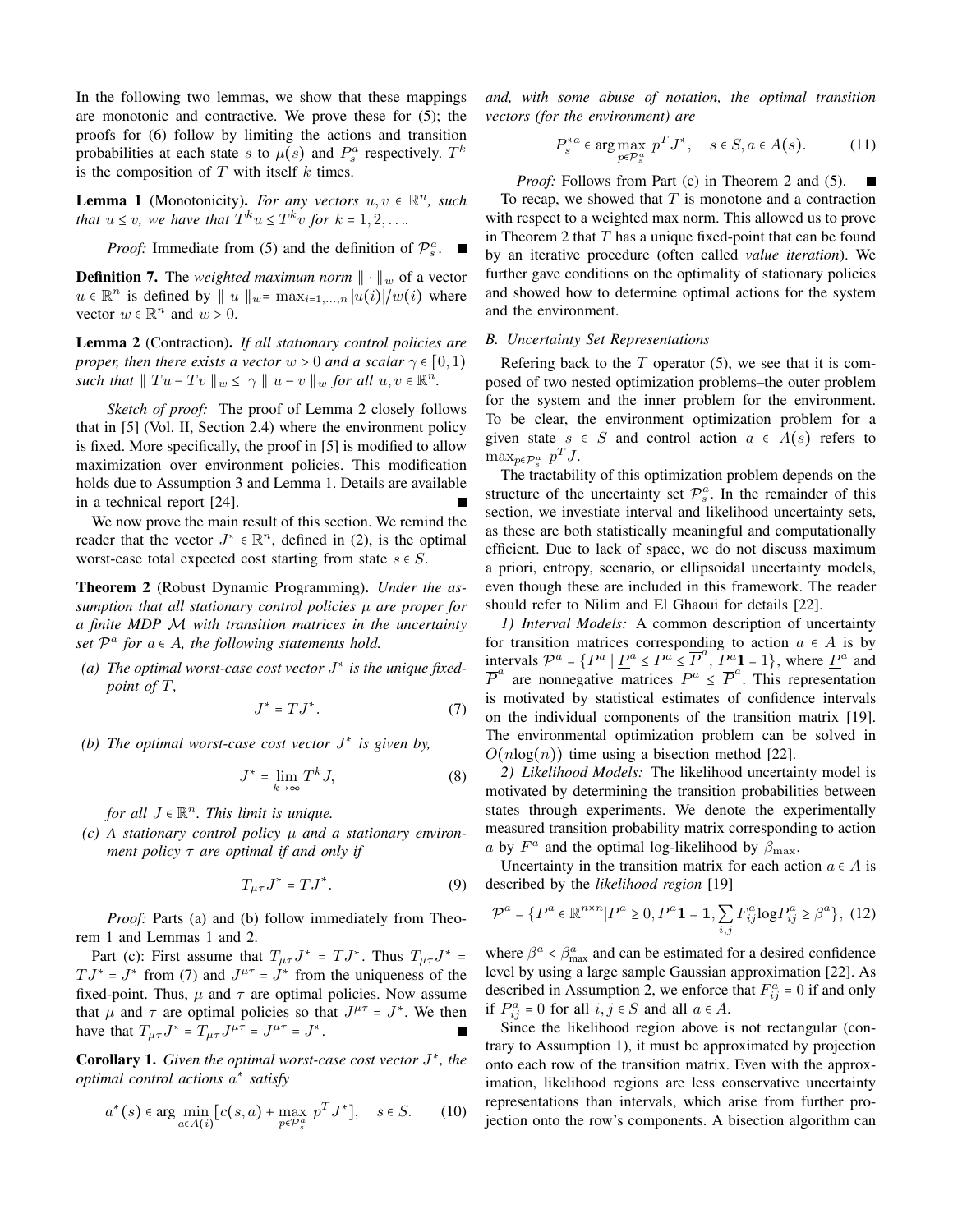In the following two lemmas, we show that these mappings are monotonic and contractive. We prove these for (5); the proofs for (6) follow by limiting the actions and transition probabilities at each state $s$ to $\mu(s)$ and $P_s^a$ respectively. $T^k$ is the composition of $T$ with itself $k$ times.

**Lemma 1** (Monotonicity). *For any vectors $u, v \in \mathbb{R}^n$, such that $u \leq v$, we have that $T^k u \leq T^k v$ for $k = 1, 2, \ldots$.*

*Proof:* Immediate from (5) and the definition of $\mathcal{P}_s^a$. ∎

**Definition 7.** The *weighted maximum norm* $\| \cdot \|_w$ of a vector $u \in \mathbb{R}^n$ is defined by $\| u \|_w = \max_{i=1,\ldots,n} |u(i)|/w(i)$ where vector $w \in \mathbb{R}^n$ and $w > 0$.

**Lemma 2** (Contraction). *If all stationary control policies are proper, then there exists a vector $w > 0$ and a scalar $\gamma \in [0, 1)$ such that $\| Tu - Tv \|_w \leq \gamma \| u - v \|_w$ for all $u, v \in \mathbb{R}^n$.*

*Sketch of proof:* The proof of Lemma 2 closely follows that in [5] (Vol. II, Section 2.4) where the environment policy is fixed. More specifically, the proof in [5] is modified to allow maximization over environment policies. This modification holds due to Assumption 3 and Lemma 1. Details are available in a technical report [24]. ∎

We now prove the main result of this section. We remind the reader that the vector $J^* \in \mathbb{R}^n$, defined in (2), is the optimal worst-case total expected cost starting from state $s \in S$.

**Theorem 2** (Robust Dynamic Programming). *Under the assumption that all stationary control policies $\mu$ are proper for a finite MDP $\mathcal{M}$ with transition matrices in the uncertainty set $\mathcal{P}^a$ for $a \in A$, the following statements hold.*

*(a) The optimal worst-case cost vector $J^*$ is the unique fixed-point of $T$,*

$$J^* = TJ^*. \tag{7}$$

*(b) The optimal worst-case cost vector $J^*$ is given by,*

$$J^* = \lim_{k \to \infty} T^k J, \tag{8}$$

*for all $J \in \mathbb{R}^n$. This limit is unique.*

*(c) A stationary control policy $\mu$ and a stationary environment policy $\tau$ are optimal if and only if*

$$T_{\mu\tau} J^* = TJ^*. \tag{9}$$

*Proof:* Parts (a) and (b) follow immediately from Theorem 1 and Lemmas 1 and 2.

Part (c): First assume that $T_{\mu\tau} J^* = TJ^*$. Thus $T_{\mu\tau} J^* = TJ^* = J^*$ from (7) and $J^{\mu\tau} = J^*$ from the uniqueness of the fixed-point. Thus, $\mu$ and $\tau$ are optimal policies. Now assume that $\mu$ and $\tau$ are optimal policies so that $J^{\mu\tau} = J^*$. We then have that $T_{\mu\tau} J^* = T_{\mu\tau} J^{\mu\tau} = J^{\mu\tau} = J^*$. ∎

**Corollary 1.** *Given the optimal worst-case cost vector $J^*$, the optimal control actions $a^*$ satisfy*

$$a^*(s) \in \arg\min_{a \in A(i)} [c(s,a) + \max_{p \in \mathcal{P}_s^a} p^T J^*], \quad s \in S. \tag{10}$$

*and, with some abuse of notation, the optimal transition vectors (for the environment) are*

$$P_s^{*a} \in \arg\max_{p \in \mathcal{P}_s^a} p^T J^*, \quad s \in S, a \in A(s). \tag{11}$$

*Proof:* Follows from Part (c) in Theorem 2 and (5). ∎

To recap, we showed that $T$ is monotone and a contraction with respect to a weighted max norm. This allowed us to prove in Theorem 2 that $T$ has a unique fixed-point that can be found by an iterative procedure (often called *value iteration*). We further gave conditions on the optimality of stationary policies and showed how to determine optimal actions for the system and the environment.

### B. Uncertainty Set Representations

Refering back to the $T$ operator (5), we see that it is composed of two nested optimization problems–the outer problem for the system and the inner problem for the environment. To be clear, the environment optimization problem for a given state $s \in S$ and control action $a \in A(s)$ refers to $\max_{p \in \mathcal{P}_s^a} p^T J$.

The tractability of this optimization problem depends on the structure of the uncertainty set $\mathcal{P}_s^a$. In the remainder of this section, we investigate interval and likelihood uncertainty sets, as these are both statistically meaningful and computationally efficient. Due to lack of space, we do not discuss maximum a priori, entropy, scenario, or ellipsoidal uncertainty models, even though these are included in this framework. The reader should refer to Nilim and El Ghaoui for details [22].

*1) Interval Models:* A common description of uncertainty for transition matrices corresponding to action $a \in A$ is by intervals $\mathcal{P}^a = \{P^a \mid \underline{P}^a \leq P^a \leq \overline{P}^a, \; P^a \mathbf{1} = 1\}$, where $\underline{P}^a$ and $\overline{P}^a$ are nonnegative matrices $\underline{P}^a \leq \overline{P}^a$. This representation is motivated by statistical estimates of confidence intervals on the individual components of the transition matrix [19]. The environmental optimization problem can be solved in $O(n\log(n))$ time using a bisection method [22].

*2) Likelihood Models:* The likelihood uncertainty model is motivated by determining the transition probabilities between states through experiments. We denote the experimentally measured transition probability matrix corresponding to action $a$ by $F^a$ and the optimal log-likelihood by $\beta_{\max}$.

Uncertainty in the transition matrix for each action $a \in A$ is described by the *likelihood region* [19]

$$\mathcal{P}^a = \{P^a \in \mathbb{R}^{n \times n} | P^a \geq 0, P^a \mathbf{1} = \mathbf{1}, \sum_{i,j} F_{ij}^a \log P_{ij}^a \geq \beta^a\}, \tag{12}$$

where $\beta^a < \beta_{\max}^a$ and can be estimated for a desired confidence level by using a large sample Gaussian approximation [22]. As described in Assumption 2, we enforce that $F_{ij}^a = 0$ if and only if $P_{ij}^a = 0$ for all $i, j \in S$ and all $a \in A$.

Since the likelihood region above is not rectangular (contrary to Assumption 1), it must be approximated by projection onto each row of the transition matrix. Even with the approximation, likelihood regions are less conservative uncertainty representations than intervals, which arise from further projection onto the row's components. A bisection algorithm can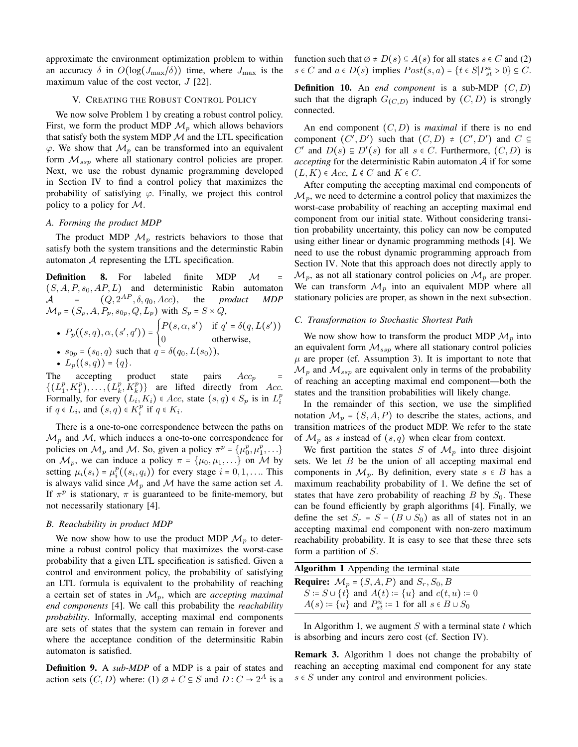approximate the environment optimization problem to within an accuracy $\delta$ in $O(\log(J_{\max}/\delta))$ time, where $J_{\max}$ is the maximum value of the cost vector, $J$ [22].

## V. Creating the Robust Control Policy

We now solve Problem 1 by creating a robust control policy. First, we form the product MDP $\mathcal{M}_p$ which allows behaviors that satisfy both the system MDP $\mathcal{M}$ and the LTL specification $\varphi$. We show that $\mathcal{M}_p$ can be transformed into an equivalent form $\mathcal{M}_{ssp}$ where all stationary control policies are proper. Next, we use the robust dynamic programming developed in Section IV to find a control policy that maximizes the probability of satisfying $\varphi$. Finally, we project this control policy to a policy for $\mathcal{M}$.

### A. Forming the product MDP

The product MDP $\mathcal{M}_p$ restricts behaviors to those that satisfy both the system transitions and the determinstic Rabin automaton $\mathcal{A}$ representing the LTL specification.

**Definition 8.** For labeled finite MDP $\mathcal{M} = (S, A, P, s_0, AP, L)$ and deterministic Rabin automaton $\mathcal{A} = (Q, 2^{AP}, \delta, q_0, Acc)$, the *product MDP* $\mathcal{M}_p = (S_p, A, P_p, s_{0p}, Q, L_p)$ with $S_p = S \times Q$,

- $P_p((s,q), \alpha, (s', q')) = \begin{cases} P(s, \alpha, s') & \text{if } q' = \delta(q, L(s')) \\ 0 & \text{otherwise,} \end{cases}$
- $s_{0p} = (s_0, q)$ such that $q = \delta(q_0, L(s_0))$,
- $L_p((s,q)) = \{q\}$.

The accepting product state pairs $Acc_p = \{(L_1^p, K_1^p), \ldots, (L_k^p, K_k^p)\}$ are lifted directly from $Acc$. Formally, for every $(L_i, K_i) \in Acc$, state $(s,q) \in S_p$ is in $L_i^p$ if $q \in L_i$, and $(s,q) \in K_i^p$ if $q \in K_i$.

There is a one-to-one correspondence between the paths on $\mathcal{M}_p$ and $\mathcal{M}$, which induces a one-to-one correspondence for policies on $\mathcal{M}_p$ and $\mathcal{M}$. So, given a policy $\pi^p = \{\mu_0^p, \mu_1^p, \ldots\}$ on $\mathcal{M}_p$, we can induce a policy $\pi = \{\mu_0, \mu_1, \ldots\}$ on $\mathcal{M}$ by setting $\mu_i(s_i) = \mu_i^p((s_i, q_i))$ for every stage $i = 0, 1, \ldots$. This is always valid since $\mathcal{M}_p$ and $\mathcal{M}$ have the same action set $A$. If $\pi^p$ is stationary, $\pi$ is guaranteed to be finite-memory, but not necessarily stationary [4].

### B. Reachability in product MDP

We now show how to use the product MDP $\mathcal{M}_p$ to determine a robust control policy that maximizes the worst-case probability that a given LTL specification is satisfied. Given a control and environment policy, the probability of satisfying an LTL formula is equivalent to the probability of reaching a certain set of states in $\mathcal{M}_p$, which are *accepting maximal end components* [4]. We call this probability the *reachability probability*. Informally, accepting maximal end components are sets of states that the system can remain in forever and where the acceptance condition of the determinsitic Rabin automaton is satisfied.

**Definition 9.** A *sub-MDP* of a MDP is a pair of states and action sets $(C, D)$ where: (1) $\varnothing \neq C \subseteq S$ and $D : C \to 2^A$ is a function such that $\varnothing \neq D(s) \subseteq A(s)$ for all states $s \in C$ and (2) $s \in C$ and $a \in D(s)$ implies $Post(s, a) = \{t \in S | P_{st}^a > 0\} \subseteq C$.

**Definition 10.** An *end component* is a sub-MDP $(C, D)$ such that the digraph $G_{(C,D)}$ induced by $(C, D)$ is strongly connected.

An end component $(C, D)$ is *maximal* if there is no end component $(C', D')$ such that $(C, D) \neq (C', D')$ and $C \subseteq C'$ and $D(s) \subseteq D'(s)$ for all $s \in C$. Furthermore, $(C, D)$ is *accepting* for the deterministic Rabin automaton $\mathcal{A}$ if for some $(L, K) \in Acc$, $L \notin C$ and $K \in C$.

After computing the accepting maximal end components of $\mathcal{M}_p$, we need to determine a control policy that maximizes the worst-case probability of reaching an accepting maximal end component from our initial state. Without considering transition probability uncertainty, this policy can now be computed using either linear or dynamic programming methods [4]. We need to use the robust dynamic programming approach from Section IV. Note that this approach does not directly apply to $\mathcal{M}_p$, as not all stationary control policies on $\mathcal{M}_p$ are proper. We can transform $\mathcal{M}_p$ into an equivalent MDP where all stationary policies are proper, as shown in the next subsection.

### C. Transformation to Stochastic Shortest Path

We now show how to transform the product MDP $\mathcal{M}_p$ into an equivalent form $\mathcal{M}_{ssp}$ where all stationary control policies $\mu$ are proper (cf. Assumption 3). It is important to note that $\mathcal{M}_p$ and $\mathcal{M}_{ssp}$ are equivalent only in terms of the probability of reaching an accepting maximal end component—both the states and the transition probabilities will likely change.

In the remainder of this section, we use the simplified notation $\mathcal{M}_p = (S, A, P)$ to describe the states, actions, and transition matrices of the product MDP. We refer to the state of $\mathcal{M}_p$ as $s$ instead of $(s, q)$ when clear from context.

We first partition the states $S$ of $\mathcal{M}_p$ into three disjoint sets. We let $B$ be the union of all accepting maximal end components in $\mathcal{M}_p$. By definition, every state $s \in B$ has a maximum reachability probability of 1. We define the set of states that have zero probability of reaching $B$ by $S_0$. These can be found efficiently by graph algorithms [4]. Finally, we define the set $S_r = S - (B \cup S_0)$ as all of states not in an accepting maximal end component with non-zero maximum reachability probability. It is easy to see that these three sets form a partition of $S$.

**Algorithm 1** Appending the terminal state

**Require:** $\mathcal{M}_p = (S, A, P)$ and $S_r, S_0, B$
$S := S \cup \{t\}$ and $A(t) := \{u\}$ and $c(t, u) := 0$
$A(s) := \{u\}$ and $P_{st}^u := 1$ for all $s \in B \cup S_0$

In Algorithm 1, we augment $S$ with a terminal state $t$ which is absorbing and incurs zero cost (cf. Section IV).

**Remark 3.** Algorithm 1 does not change the probabilty of reaching an accepting maximal end component for any state $s \in S$ under any control and environment policies.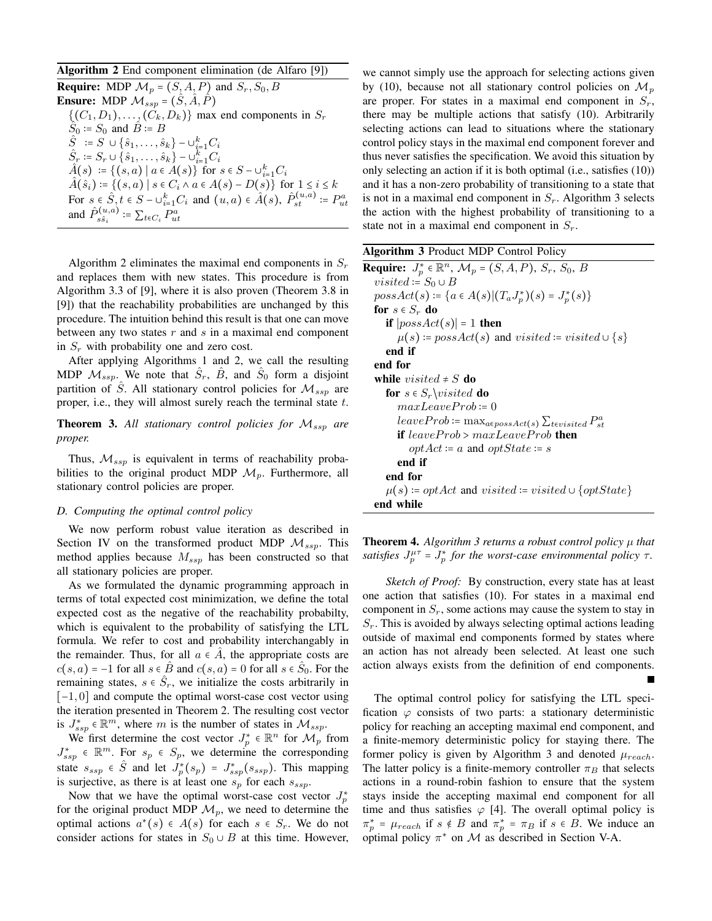**Algorithm 2** End component elimination (de Alfaro [9])

**Require:** MDP $\mathcal{M}_p = (S, A, P)$ and $S_r, S_0, B$

**Ensure:** MDP $\mathcal{M}_{ssp} = (\hat{S}, \hat{A}, \hat{P})$

$\{(C_1, D_1), \ldots, (C_k, D_k)\}$ max end components in $S_r$

$\hat{S}_0 := S_0$ and $\hat{B} := B$

$\hat{S} := S \cup \{\hat{s}_1, \ldots, \hat{s}_k\} - \cup_{i=1}^k C_i$

$\hat{S}_r := S_r \cup \{\hat{s}_1, \ldots, \hat{s}_k\} - \cup_{i=1}^k C_i$

$\hat{A}(s) := \{(s, a) \mid a \in A(s)\}$ for $s \in S - \cup_{i=1}^k C_i$

$\hat{A}(\hat{s}_i) := \{(s, a) \mid s \in C_i \wedge a \in A(s) - D(s)\}$ for $1 \le i \le k$

For $s \in \hat{S}, t \in S - \cup_{i=1}^k C_i$ and $(u, a) \in \hat{A}(s)$, $\hat{P}_{st}^{(u,a)} := P_{ut}^a$ and $\hat{P}_{s\hat{s}_i}^{(u,a)} := \sum_{t \in C_i} P_{ut}^a$

Algorithm 2 eliminates the maximal end components in $S_r$ and replaces them with new states. This procedure is from Algorithm 3.3 of [9], where it is also proven (Theorem 3.8 in [9]) that the reachability probabilities are unchanged by this procedure. The intuition behind this result is that one can move between any two states $r$ and $s$ in a maximal end component in $S_r$ with probability one and zero cost.

After applying Algorithms 1 and 2, we call the resulting MDP $\mathcal{M}_{ssp}$. We note that $\hat{S}_r$, $\hat{B}$, and $\hat{S}_0$ form a disjoint partition of $\hat{S}$. All stationary control policies for $\mathcal{M}_{ssp}$ are proper, i.e., they will almost surely reach the terminal state $t$.

**Theorem 3.** *All stationary control policies for $\mathcal{M}_{ssp}$ are proper.*

Thus, $\mathcal{M}_{ssp}$ is equivalent in terms of reachability probabilities to the original product MDP $\mathcal{M}_p$. Furthermore, all stationary control policies are proper.

### D. Computing the optimal control policy

We now perform robust value iteration as described in Section IV on the transformed product MDP $\mathcal{M}_{ssp}$. This method applies because $M_{ssp}$ has been constructed so that all stationary policies are proper.

As we formulated the dynamic programming approach in terms of total expected cost minimization, we define the total expected cost as the negative of the reachability probabilty, which is equivalent to the probability of satisfying the LTL formula. We refer to cost and probability interchangably in the remainder. Thus, for all $a \in \hat{A}$, the appropriate costs are $c(s, a) = -1$ for all $s \in \hat{B}$ and $c(s, a) = 0$ for all $s \in \hat{S}_0$. For the remaining states, $s \in \hat{S}_r$, we initialize the costs arbitrarily in $[-1, 0]$ and compute the optimal worst-case cost vector using the iteration presented in Theorem 2. The resulting cost vector is $J_{ssp}^* \in \mathbb{R}^m$, where $m$ is the number of states in $\mathcal{M}_{ssp}$.

We first determine the cost vector $J_p^* \in \mathbb{R}^n$ for $\mathcal{M}_p$ from $J_{ssp}^* \in \mathbb{R}^m$. For $s_p \in S_p$, we determine the corresponding state $s_{ssp} \in \hat{S}$ and let $J_p^*(s_p) = J_{ssp}^*(s_{ssp})$. This mapping is surjective, as there is at least one $s_p$ for each $s_{ssp}$.

Now that we have the optimal worst-case cost vector $J_p^*$ for the original product MDP $\mathcal{M}_p$, we need to determine the optimal actions $a^*(s) \in A(s)$ for each $s \in S_r$. We do not consider actions for states in $S_0 \cup B$ at this time. However, we cannot simply use the approach for selecting actions given by (10), because not all stationary control policies on $\mathcal{M}_p$ are proper. For states in a maximal end component in $S_r$, there may be multiple actions that satisfy (10). Arbitrarily selecting actions can lead to situations where the stationary control policy stays in the maximal end component forever and thus never satisfies the specification. We avoid this situation by only selecting an action if it is both optimal (i.e., satisfies (10)) and it has a non-zero probability of transitioning to a state that is not in a maximal end component in $S_r$. Algorithm 3 selects the action with the highest probability of transitioning to a state not in a maximal end component in $S_r$.

**Algorithm 3** Product MDP Control Policy

**Require:** $J_p^* \in \mathbb{R}^n$, $\mathcal{M}_p = (S, A, P)$, $S_r$, $S_0$, $B$

$visited := S_0 \cup B$

$possAct(s) := \{a \in A(s) | (T_a J_p^*)(s) = J_p^*(s)\}$

**for** $s \in S_r$ **do**

  **if** $|possAct(s)| = 1$ **then**

    $\mu(s) := possAct(s)$ and $visited := visited \cup \{s\}$

  **end if**

**end for**

**while** $visited \neq S$ **do**

  **for** $s \in S_r \backslash visited$ **do**

    $maxLeaveProb := 0$

    $leaveProb := \max_{a \in possAct(s)} \sum_{t \in visited} P_{st}^a$

    **if** $leaveProb > maxLeaveProb$ **then**

      $optAct := a$ and $optState := s$

    **end if**

  **end for**

  $\mu(s) := optAct$ and $visited := visited \cup \{optState\}$

**end while**

**Theorem 4.** *Algorithm 3 returns a robust control policy $\mu$ that satisfies $J_p^{\mu\tau} = J_p^*$ for the worst-case environmental policy $\tau$.*

*Sketch of Proof:* By construction, every state has at least one action that satisfies (10). For states in a maximal end component in $S_r$, some actions may cause the system to stay in $S_r$. This is avoided by always selecting optimal actions leading outside of maximal end components formed by states where an action has not already been selected. At least one such action always exists from the definition of end components. ■

The optimal control policy for satisfying the LTL specification $\varphi$ consists of two parts: a stationary deterministic policy for reaching an accepting maximal end component, and a finite-memory deterministic policy for staying there. The former policy is given by Algorithm 3 and denoted $\mu_{reach}$. The latter policy is a finite-memory controller $\pi_B$ that selects actions in a round-robin fashion to ensure that the system stays inside the accepting maximal end component for all time and thus satisfies $\varphi$ [4]. The overall optimal policy is $\pi_p^* = \mu_{reach}$ if $s \notin B$ and $\pi_p^* = \pi_B$ if $s \in B$. We induce an optimal policy $\pi^*$ on $\mathcal{M}$ as described in Section V-A.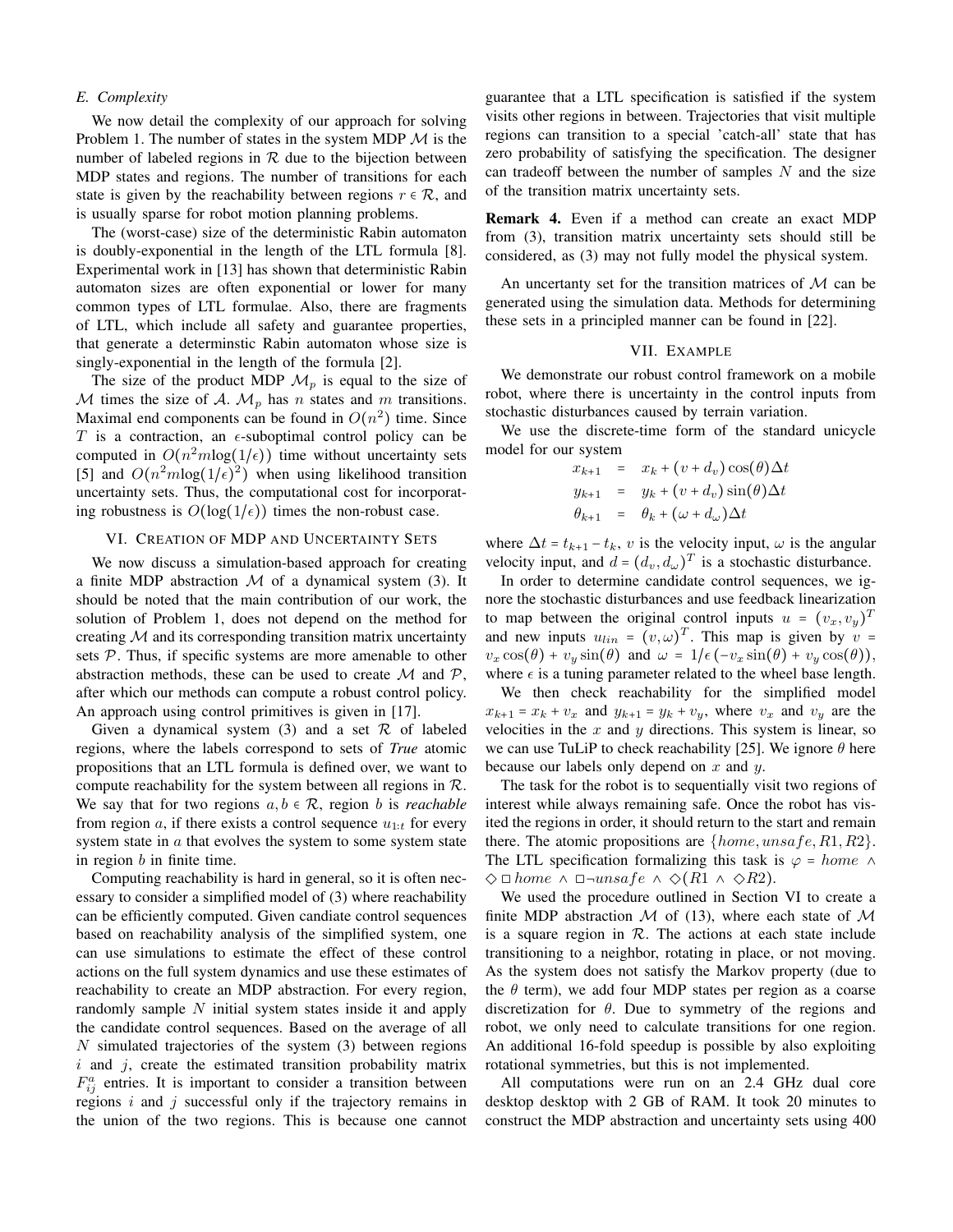### E. Complexity

We now detail the complexity of our approach for solving Problem 1. The number of states in the system MDP $\mathcal{M}$ is the number of labeled regions in $\mathcal{R}$ due to the bijection between MDP states and regions. The number of transitions for each state is given by the reachability between regions $r \in \mathcal{R}$, and is usually sparse for robot motion planning problems.

The (worst-case) size of the deterministic Rabin automaton is doubly-exponential in the length of the LTL formula [8]. Experimental work in [13] has shown that deterministic Rabin automaton sizes are often exponential or lower for many common types of LTL formulae. Also, there are fragments of LTL, which include all safety and guarantee properties, that generate a determinstic Rabin automaton whose size is singly-exponential in the length of the formula [2].

The size of the product MDP $\mathcal{M}_p$ is equal to the size of $\mathcal{M}$ times the size of $\mathcal{A}$. $\mathcal{M}_p$ has $n$ states and $m$ transitions. Maximal end components can be found in $O(n^2)$ time. Since $T$ is a contraction, an $\epsilon$-suboptimal control policy can be computed in $O(n^2 m \log(1/\epsilon))$ time without uncertainty sets [5] and $O(n^2 m \log(1/\epsilon)^2)$ when using likelihood transition uncertainty sets. Thus, the computational cost for incorporating robustness is $O(\log(1/\epsilon))$ times the non-robust case.

## VI. Creation of MDP and Uncertainty Sets

We now discuss a simulation-based approach for creating a finite MDP abstraction $\mathcal{M}$ of a dynamical system (3). It should be noted that the main contribution of our work, the solution of Problem 1, does not depend on the method for creating $\mathcal{M}$ and its corresponding transition matrix uncertainty sets $\mathcal{P}$. Thus, if specific systems are more amenable to other abstraction methods, these can be used to create $\mathcal{M}$ and $\mathcal{P}$, after which our methods can compute a robust control policy. An approach using control primitives is given in [17].

Given a dynamical system (3) and a set $\mathcal{R}$ of labeled regions, where the labels correspond to sets of *True* atomic propositions that an LTL formula is defined over, we want to compute reachability for the system between all regions in $\mathcal{R}$. We say that for two regions $a, b \in \mathcal{R}$, region $b$ is *reachable* from region $a$, if there exists a control sequence $u_{1:t}$ for every system state in $a$ that evolves the system to some system state in region $b$ in finite time.

Computing reachability is hard in general, so it is often necessary to consider a simplified model of (3) where reachability can be efficiently computed. Given candiate control sequences based on reachability analysis of the simplified system, one can use simulations to estimate the effect of these control actions on the full system dynamics and use these estimates of reachability to create an MDP abstraction. For every region, randomly sample $N$ initial system states inside it and apply the candidate control sequences. Based on the average of all $N$ simulated trajectories of the system (3) between regions $i$ and $j$, create the estimated transition probability matrix $F^a_{ij}$ entries. It is important to consider a transition between regions $i$ and $j$ successful only if the trajectory remains in the union of the two regions. This is because one cannot guarantee that a LTL specification is satisfied if the system visits other regions in between. Trajectories that visit multiple regions can transition to a special 'catch-all' state that has zero probability of satisfying the specification. The designer can tradeoff between the number of samples $N$ and the size of the transition matrix uncertainty sets.

**Remark 4.** Even if a method can create an exact MDP from (3), transition matrix uncertainty sets should still be considered, as (3) may not fully model the physical system.

An uncertanty set for the transition matrices of $\mathcal{M}$ can be generated using the simulation data. Methods for determining these sets in a principled manner can be found in [22].

## VII. Example

We demonstrate our robust control framework on a mobile robot, where there is uncertainty in the control inputs from stochastic disturbances caused by terrain variation.

We use the discrete-time form of the standard unicycle model for our system

$$
\begin{aligned}
x_{k+1} &= x_k + (v + d_v)\cos(\theta)\Delta t \\
y_{k+1} &= y_k + (v + d_v)\sin(\theta)\Delta t \\
\theta_{k+1} &= \theta_k + (\omega + d_\omega)\Delta t
\end{aligned}
$$

where $\Delta t = t_{k+1} - t_k$, $v$ is the velocity input, $\omega$ is the angular velocity input, and $d = (d_v, d_\omega)^T$ is a stochastic disturbance.

In order to determine candidate control sequences, we ignore the stochastic disturbances and use feedback linearization to map between the original control inputs $u = (v_x, v_y)^T$ and new inputs $u_{lin} = (v, \omega)^T$. This map is given by $v = v_x \cos(\theta) + v_y \sin(\theta)$ and $\omega = 1/\epsilon(-v_x \sin(\theta) + v_y \cos(\theta))$, where $\epsilon$ is a tuning parameter related to the wheel base length.

We then check reachability for the simplified model $x_{k+1} = x_k + v_x$ and $y_{k+1} = y_k + v_y$, where $v_x$ and $v_y$ are the velocities in the $x$ and $y$ directions. This system is linear, so we can use TuLiP to check reachability [25]. We ignore $\theta$ here because our labels only depend on $x$ and $y$.

The task for the robot is to sequentially visit two regions of interest while always remaining safe. Once the robot has visited the regions in order, it should return to the start and remain there. The atomic propositions are $\{home, unsafe, R1, R2\}$. The LTL specification formalizing this task is $\varphi = home \land \diamond \square home \land \square \neg unsafe \land \diamond(R1 \land \diamond R2)$.

We used the procedure outlined in Section VI to create a finite MDP abstraction $\mathcal{M}$ of (13), where each state of $\mathcal{M}$ is a square region in $\mathcal{R}$. The actions at each state include transitioning to a neighbor, rotating in place, or not moving. As the system does not satisfy the Markov property (due to the $\theta$ term), we add four MDP states per region as a coarse discretization for $\theta$. Due to symmetry of the regions and robot, we only need to calculate transitions for one region. An additional 16-fold speedup is possible by also exploiting rotational symmetries, but this is not implemented.

All computations were run on an 2.4 GHz dual core desktop desktop with 2 GB of RAM. It took 20 minutes to construct the MDP abstraction and uncertainty sets using 400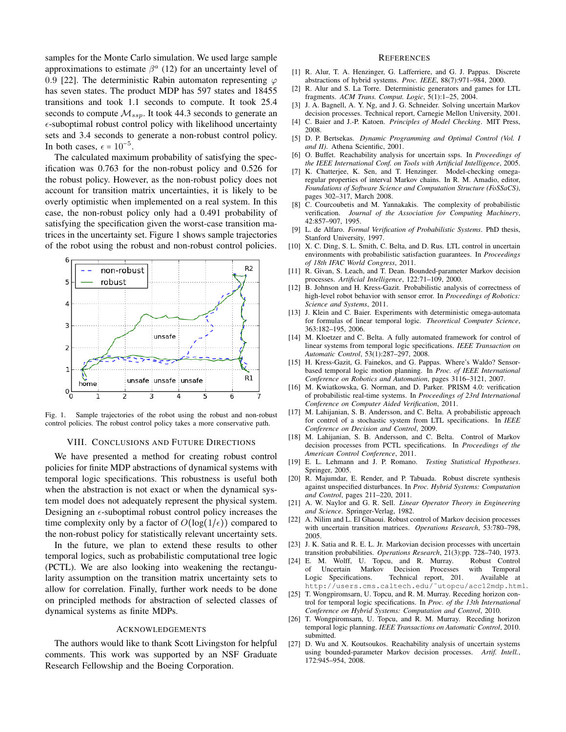samples for the Monte Carlo simulation. We used large sample approximations to estimate $\beta^a$ (12) for an uncertainty level of 0.9 [22]. The deterministic Rabin automaton representing $\varphi$ has seven states. The product MDP has 597 states and 18455 transitions and took 1.1 seconds to compute. It took 25.4 seconds to compute $\mathcal{M}_{ssp}$. It took 44.3 seconds to generate an $\epsilon$-suboptimal robust control policy with likelihood uncertainty sets and 3.4 seconds to generate a non-robust control policy. In both cases, $\epsilon = 10^{-5}$.

The calculated maximum probability of satisfying the specification was 0.763 for the non-robust policy and 0.526 for the robust policy. However, as the non-robust policy does not account for transition matrix uncertainties, it is likely to be overly optimistic when implemented on a real system. In this case, the non-robust policy only had a 0.491 probability of satisfying the specification given the worst-case transition matrices in the uncertainty set. Figure 1 shows sample trajectories of the robot using the robust and non-robust control policies.

non-robust
robust
R2
R1
home
unsafe
unsafe
unsafe
unsafe
0 1 2 3 4 5 6 7
0 1 2 3 4 5 6

Fig. 1. Sample trajectories of the robot using the robust and non-robust control policies. The robust control policy takes a more conservative path.

## VIII. Conclusions and Future Directions

We have presented a method for creating robust control policies for finite MDP abstractions of dynamical systems with temporal logic specifications. This robustness is useful both when the abstraction is not exact or when the dynamical system model does not adequately represent the physical system. Designing an $\epsilon$-suboptimal robust control policy increases the time complexity only by a factor of $O(\log(1/\epsilon))$ compared to the non-robust policy for statistically relevant uncertainty sets.

In the future, we plan to extend these results to other temporal logics, such as probabilistic computational tree logic (PCTL). We are also looking into weakening the rectangularity assumption on the transition matrix uncertainty sets to allow for correlation. Finally, further work needs to be done on principled methods for abstraction of selected classes of dynamical systems as finite MDPs.

## Acknowledgements

The authors would like to thank Scott Livingston for helpful comments. This work was supported by an NSF Graduate Research Fellowship and the Boeing Corporation.

## References

[1] R. Alur, T. A. Henzinger, G. Lafferriere, and G. J. Pappas. Discrete abstractions of hybrid systems. *Proc. IEEE*, 88(7):971–984, 2000.

[2] R. Alur and S. La Torre. Deterministic generators and games for LTL fragments. *ACM Trans. Comput. Logic*, 5(1):1–25, 2004.

[3] J. A. Bagnell, A. Y. Ng, and J. G. Schneider. Solving uncertain Markov decision processes. Technical report, Carnegie Mellon University, 2001.

[4] C. Baier and J.-P. Katoen. *Principles of Model Checking*. MIT Press, 2008.

[5] D. P. Bertsekas. *Dynamic Programming and Optimal Control (Vol. I and II)*. Athena Scientific, 2001.

[6] O. Buffet. Reachability analysis for uncertain ssps. In *Proceedings of the IEEE International Conf. on Tools with Artificial Intelligence*, 2005.

[7] K. Chatterjee, K. Sen, and T. Henzinger. Model-checking omega-regular properties of interval Markov chains. In R. M. Amadio, editor, *Foundations of Software Science and Computation Structure (FoSSaCS)*, pages 302–317, March 2008.

[8] C. Courcoubetis and M. Yannakakis. The complexity of probabilistic verification. *Journal of the Association for Computing Machinery*, 42:857–907, 1995.

[9] L. de Alfaro. *Formal Verification of Probabilistic Systems*. PhD thesis, Stanford University, 1997.

[10] X. C. Ding, S. L. Smith, C. Belta, and D. Rus. LTL control in uncertain environments with probabilistic satisfaction guarantees. In *Proceedings of 18th IFAC World Congress*, 2011.

[11] R. Givan, S. Leach, and T. Dean. Bounded-parameter Markov decision processes. *Artificial Intelligence*, 122:71–109, 2000.

[12] B. Johnson and H. Kress-Gazit. Probabilistic analysis of correctness of high-level robot behavior with sensor error. In *Proceedings of Robotics: Science and Systems*, 2011.

[13] J. Klein and C. Baier. Experiments with deterministic omega-automata for formulas of linear temporal logic. *Theoretical Computer Science*, 363:182–195, 2006.

[14] M. Kloetzer and C. Belta. A fully automated framework for control of linear systems from temporal logic specifications. *IEEE Transaction on Automatic Control*, 53(1):287–297, 2008.

[15] H. Kress-Gazit, G. Fainekos, and G. Pappas. Where's Waldo? Sensor-based temporal logic motion planning. In *Proc. of IEEE International Conference on Robotics and Automation*, pages 3116–3121, 2007.

[16] M. Kwiatkowska, G. Norman, and D. Parker. PRISM 4.0: verification of probabilistic real-time systems. In *Proceedings of 23rd International Conference on Computer Aided Verification*, 2011.

[17] M. Lahijanian, S. B. Andersson, and C. Belta. A probabilistic approach for control of a stochastic system from LTL specifications. In *IEEE Conference on Decision and Control*, 2009.

[18] M. Lahijanian, S. B. Andersson, and C. Belta. Control of Markov decision processes from PCTL specifications. In *Proceedings of the American Control Conference*, 2011.

[19] E. L. Lehmann and J. P. Romano. *Testing Statistical Hypotheses*. Springer, 2005.

[20] R. Majumdar, E. Render, and P. Tabuada. Robust discrete synthesis against unspecified disturbances. In *Proc. Hybrid Systems: Computation and Control*, pages 211–220, 2011.

[21] A. W. Naylor and G. R. Sell. *Linear Operator Theory in Engineering and Science*. Springer-Verlag, 1982.

[22] A. Nilim and L. El Ghaoui. Robust control of Markov decision processes with uncertain transition matrices. *Operations Research*, 53:780–798, 2005.

[23] J. K. Satia and R. E. L. Jr. Markovian decision processes with uncertain transition probabilities. *Operations Research*, 21(3):pp. 728–740, 1973.

[24] E. M. Wolff, U. Topcu, and R. M. Murray. Robust Control of Uncertain Markov Decision Processes with Temporal Logic Specifications. Technical report, 201. Available at `http://users.cms.caltech.edu/~utopcu/acc12mdp.html`.

[25] T. Wongpiromsarn, U. Topcu, and R. M. Murray. Receding horizon control for temporal logic specifications. In *Proc. of the 13th International Conference on Hybrid Systems: Computation and Control*, 2010.

[26] T. Wongpiromsarn, U. Topcu, and R. M. Murray. Receding horizon temporal logic planning. *IEEE Transactions on Automatic Control*, 2010. submitted.

[27] D. Wu and X. Koutsoukos. Reachability analysis of uncertain systems using bounded-parameter Markov decision processes. *Artif. Intell.*, 172:945–954, 2008.